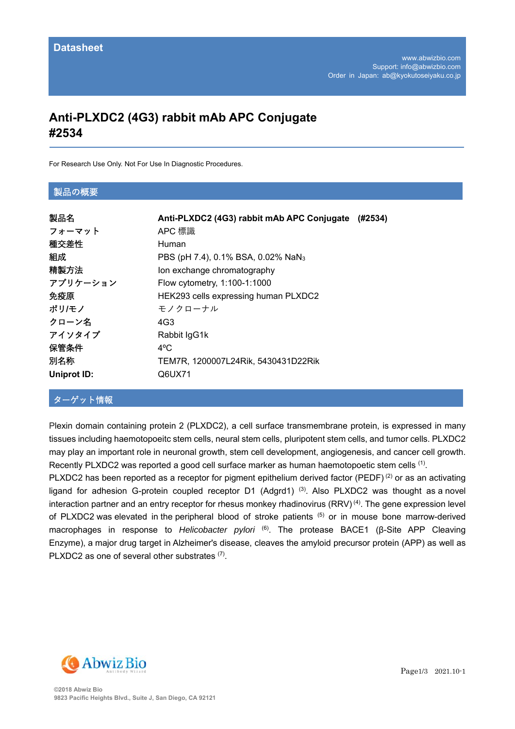Datasheet

www.abwizbio.com
Support: info@abwizbio.com
Order in Japan: ab@kyokutoseiyaku.co.jp

# Anti-PLXDC2 (4G3) rabbit mAb APC Conjugate #2534

For Research Use Only. Not For Use In Diagnostic Procedures.

## 製品の概要

| | |
|---|---|
| **製品名** | **Anti-PLXDC2 (4G3) rabbit mAb APC Conjugate (#2534)** |
| **フォーマット** | APC 標識 |
| **種交差性** | Human |
| **組成** | PBS (pH 7.4), 0.1% BSA, 0.02% $NaN_3$ |
| **精製方法** | Ion exchange chromatography |
| **アプリケーション** | Flow cytometry, 1:100-1:1000 |
| **免疫原** | HEK293 cells expressing human PLXDC2 |
| **ポリ/モノ** | モノクローナル |
| **クローン名** | 4G3 |
| **アイソタイプ** | Rabbit IgG1k |
| **保管条件** | 4ºC |
| **別名称** | TEM7R, 1200007L24Rik, 5430431D22Rik |
| **Uniprot ID:** | Q6UX71 |

## ターゲット情報

Plexin domain containing protein 2 (PLXDC2), a cell surface transmembrane protein, is expressed in many tissues including haemotopoeitc stem cells, neural stem cells, pluripotent stem cells, and tumor cells. PLXDC2 may play an important role in neuronal growth, stem cell development, angiogenesis, and cancer cell growth. Recently PLXDC2 was reported a good cell surface marker as human haemotopoetic stem cells [1].
PLXDC2 has been reported as a receptor for pigment epithelium derived factor (PEDF) [2] or as an activating ligand for adhesion G-protein coupled receptor D1 (Adgrd1) [3]. Also PLXDC2 was thought as a novel interaction partner and an entry receptor for rhesus monkey rhadinovirus (RRV) [4]. The gene expression level of PLXDC2 was elevated in the peripheral blood of stroke patients [5] or in mouse bone marrow-derived macrophages in response to *Helicobacter pylori* [6]. The protease BACE1 (β-Site APP Cleaving Enzyme), a major drug target in Alzheimer's disease, cleaves the amyloid precursor protein (APP) as well as PLXDC2 as one of several other substrates [7].

©2018 Abwiz Bio
9823 Pacific Heights Blvd., Suite J, San Diego, CA 92121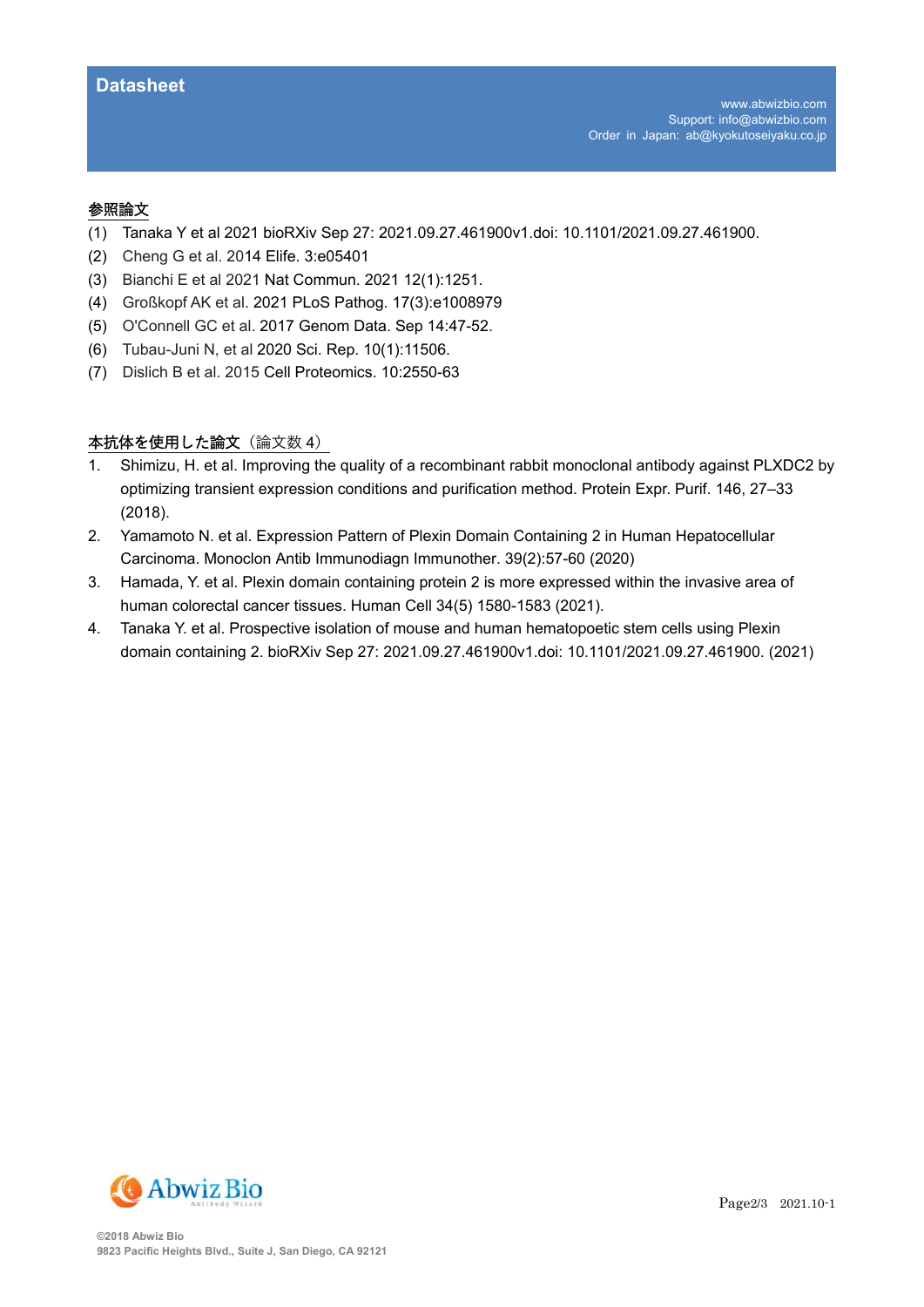## 参照論文

(1) Tanaka Y et al 2021 bioRXiv Sep 27: 2021.09.27.461900v1.doi: 10.1101/2021.09.27.461900.
(2) Cheng G et al. 2014 Elife. 3:e05401
(3) Bianchi E et al 2021 Nat Commun. 2021 12(1):1251.
(4) Großkopf AK et al. 2021 PLoS Pathog. 17(3):e1008979
(5) O'Connell GC et al. 2017 Genom Data. Sep 14:47-52.
(6) Tubau-Juni N, et al 2020 Sci. Rep. 10(1):11506.
(7) Dislich B et al. 2015 Cell Proteomics. 10:2550-63

## 本抗体を使用した論文（論文数 4）

1. Shimizu, H. et al. Improving the quality of a recombinant rabbit monoclonal antibody against PLXDC2 by optimizing transient expression conditions and purification method. Protein Expr. Purif. 146, 27–33 (2018).
2. Yamamoto N. et al. Expression Pattern of Plexin Domain Containing 2 in Human Hepatocellular Carcinoma. Monoclon Antib Immunodiagn Immunother. 39(2):57-60 (2020)
3. Hamada, Y. et al. Plexin domain containing protein 2 is more expressed within the invasive area of human colorectal cancer tissues. Human Cell 34(5) 1580-1583 (2021).
4. Tanaka Y. et al. Prospective isolation of mouse and human hematopoetic stem cells using Plexin domain containing 2. bioRXiv Sep 27: 2021.09.27.461900v1.doi: 10.1101/2021.09.27.461900. (2021)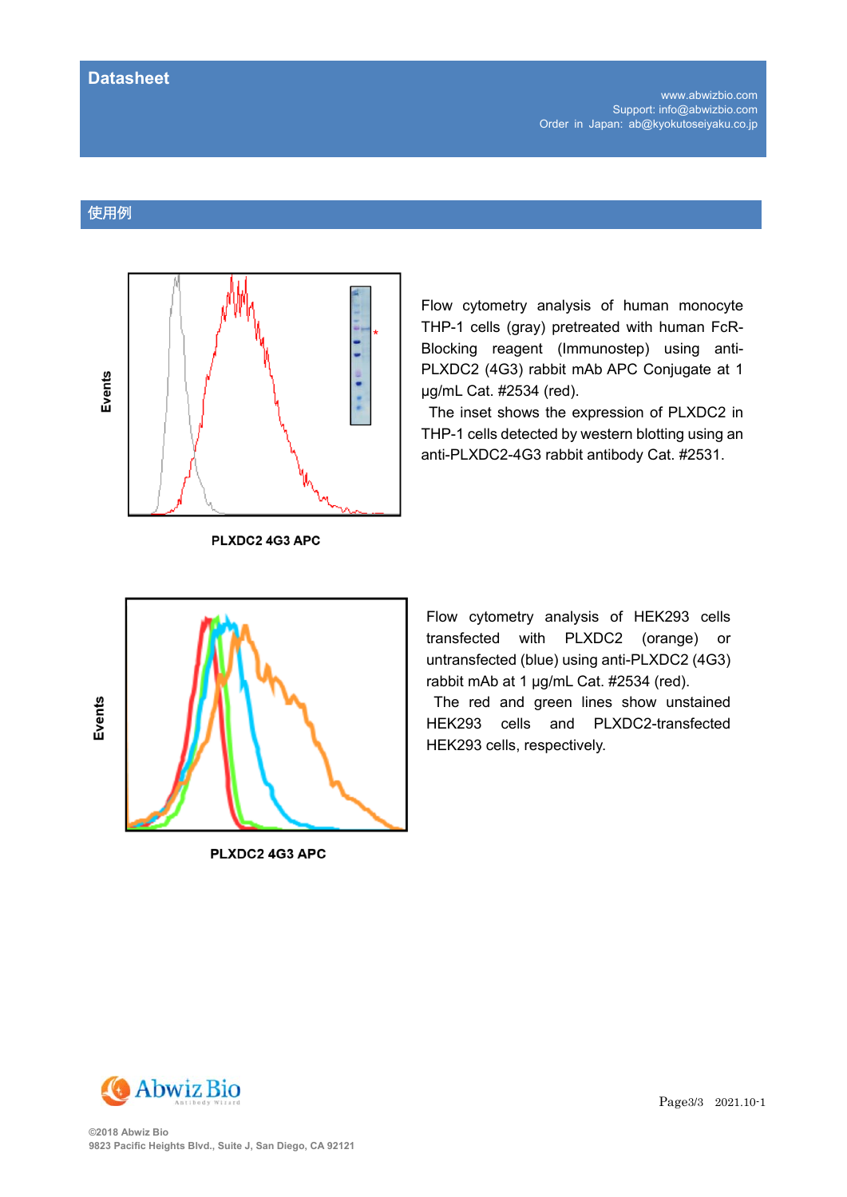## 使用例

Events

PLXDC2 4G3 APC

Flow cytometry analysis of human monocyte THP-1 cells (gray) pretreated with human FcR-Blocking reagent (Immunostep) using anti-PLXDC2 (4G3) rabbit mAb APC Conjugate at 1 μg/mL Cat. #2534 (red).

The inset shows the expression of PLXDC2 in THP-1 cells detected by western blotting using an anti-PLXDC2-4G3 rabbit antibody Cat. #2531.

Events

PLXDC2 4G3 APC

Flow cytometry analysis of HEK293 cells transfected with PLXDC2 (orange) or untransfected (blue) using anti-PLXDC2 (4G3) rabbit mAb at 1 μg/mL Cat. #2534 (red).

The red and green lines show unstained HEK293 cells and PLXDC2-transfected HEK293 cells, respectively.